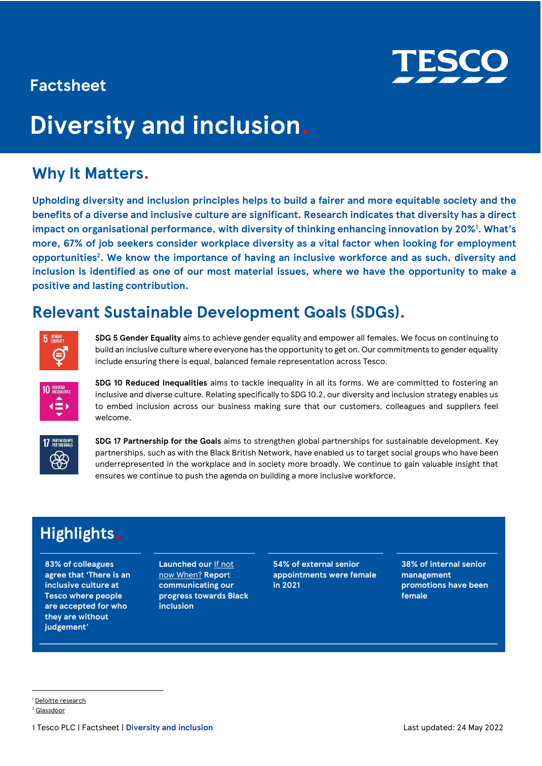# Factsheet

# Diversity and inclusion.

## Why It Matters.

**Upholding diversity and inclusion principles helps to build a fairer and more equitable society and the benefits of a diverse and inclusive culture are significant. Research indicates that diversity has a direct impact on organisational performance, with diversity of thinking enhancing innovation by 20%[1]. What's more, 67% of job seekers consider workplace diversity as a vital factor when looking for employment opportunities[2]. We know the importance of having an inclusive workforce and as such, diversity and inclusion is identified as one of our most material issues, where we have the opportunity to make a positive and lasting contribution.**

## Relevant Sustainable Development Goals (SDGs).

**SDG 5 Gender Equality** aims to achieve gender equality and empower all females. We focus on continuing to build an inclusive culture where everyone has the opportunity to get on. Our commitments to gender equality include ensuring there is equal, balanced female representation across Tesco.

**SDG 10 Reduced Inequalities** aims to tackle inequality in all its forms. We are committed to fostering an inclusive and diverse culture. Relating specifically to SDG 10.2, our diversity and inclusion strategy enables us to embed inclusion across our business making sure that our customers, colleagues and suppliers feel welcome.

**SDG 17 Partnership for the Goals** aims to strengthen global partnerships for sustainable development. Key partnerships, such as with the Black British Network, have enabled us to target social groups who have been underrepresented in the workplace and in society more broadly. We continue to gain valuable insight that ensures we continue to push the agenda on building a more inclusive workforce.

## Highlights.

- **83% of colleagues agree that 'There is an inclusive culture at Tesco where people are accepted for who they are without judgement'**
- **Launched our If not now When? Report communicating our progress towards Black inclusion**
- **54% of external senior appointments were female in 2021**
- **38% of internal senior management promotions have been female**

---

[1] Deloitte research

[2] Glassdoor

Last updated: 24 May 2022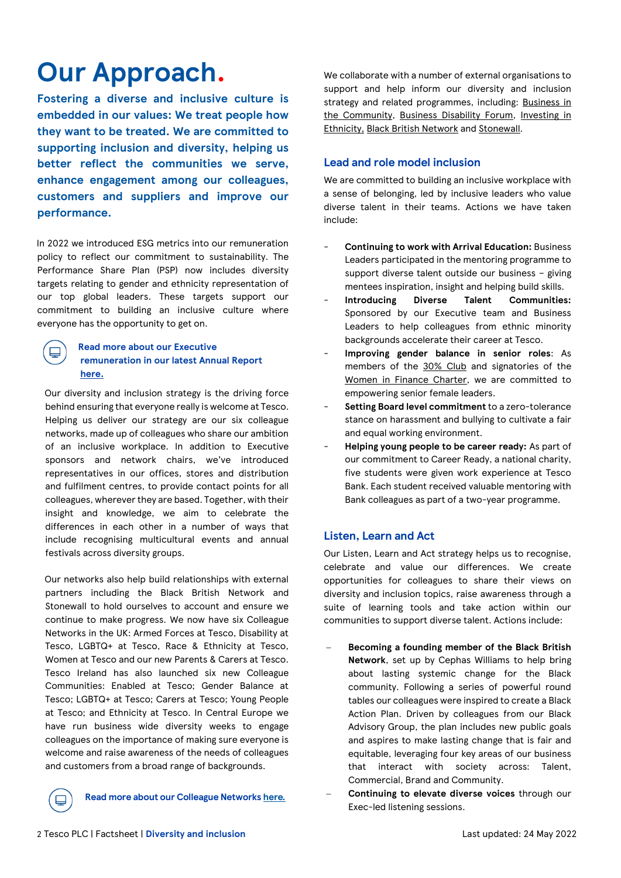# Our Approach.

**Fostering a diverse and inclusive culture is embedded in our values: We treat people how they want to be treated. We are committed to supporting inclusion and diversity, helping us better reflect the communities we serve, enhance engagement among our colleagues, customers and suppliers and improve our performance.**

In 2022 we introduced ESG metrics into our remuneration policy to reflect our commitment to sustainability. The Performance Share Plan (PSP) now includes diversity targets relating to gender and ethnicity representation of our top global leaders. These targets support our commitment to building an inclusive culture where everyone has the opportunity to get on.

**Read more about our Executive remuneration in our latest Annual Report here.**

Our diversity and inclusion strategy is the driving force behind ensuring that everyone really is welcome at Tesco. Helping us deliver our strategy are our six colleague networks, made up of colleagues who share our ambition of an inclusive workplace. In addition to Executive sponsors and network chairs, we've introduced representatives in our offices, stores and distribution and fulfilment centres, to provide contact points for all colleagues, wherever they are based. Together, with their insight and knowledge, we aim to celebrate the differences in each other in a number of ways that include recognising multicultural events and annual festivals across diversity groups.

Our networks also help build relationships with external partners including the Black British Network and Stonewall to hold ourselves to account and ensure we continue to make progress. We now have six Colleague Networks in the UK: Armed Forces at Tesco, Disability at Tesco, LGBTQ+ at Tesco, Race & Ethnicity at Tesco, Women at Tesco and our new Parents & Carers at Tesco. Tesco Ireland has also launched six new Colleague Communities: Enabled at Tesco; Gender Balance at Tesco; LGBTQ+ at Tesco; Carers at Tesco; Young People at Tesco; and Ethnicity at Tesco. In Central Europe we have run business wide diversity weeks to engage colleagues on the importance of making sure everyone is welcome and raise awareness of the needs of colleagues and customers from a broad range of backgrounds.

**Read more about our Colleague Networks here.**

We collaborate with a number of external organisations to support and help inform our diversity and inclusion strategy and related programmes, including: Business in the Community, Business Disability Forum, Investing in Ethnicity, Black British Network and Stonewall.

## Lead and role model inclusion

We are committed to building an inclusive workplace with a sense of belonging, led by inclusive leaders who value diverse talent in their teams. Actions we have taken include:

- **Continuing to work with Arrival Education:** Business Leaders participated in the mentoring programme to support diverse talent outside our business – giving mentees inspiration, insight and helping build skills.
- **Introducing Diverse Talent Communities:** Sponsored by our Executive team and Business Leaders to help colleagues from ethnic minority backgrounds accelerate their career at Tesco.
- **Improving gender balance in senior roles**: As members of the 30% Club and signatories of the Women in Finance Charter, we are committed to empowering senior female leaders.
- **Setting Board level commitment** to a zero-tolerance stance on harassment and bullying to cultivate a fair and equal working environment.
- **Helping young people to be career ready:** As part of our commitment to Career Ready, a national charity, five students were given work experience at Tesco Bank. Each student received valuable mentoring with Bank colleagues as part of a two-year programme.

## Listen, Learn and Act

Our Listen, Learn and Act strategy helps us to recognise, celebrate and value our differences. We create opportunities for colleagues to share their views on diversity and inclusion topics, raise awareness through a suite of learning tools and take action within our communities to support diverse talent. Actions include:

- **Becoming a founding member of the Black British Network**, set up by Cephas Williams to help bring about lasting systemic change for the Black community. Following a series of powerful round tables our colleagues were inspired to create a Black Action Plan. Driven by colleagues from our Black Advisory Group, the plan includes new public goals and aspires to make lasting change that is fair and equitable, leveraging four key areas of our business that interact with society across: Talent, Commercial, Brand and Community.
- **Continuing to elevate diverse voices** through our Exec-led listening sessions.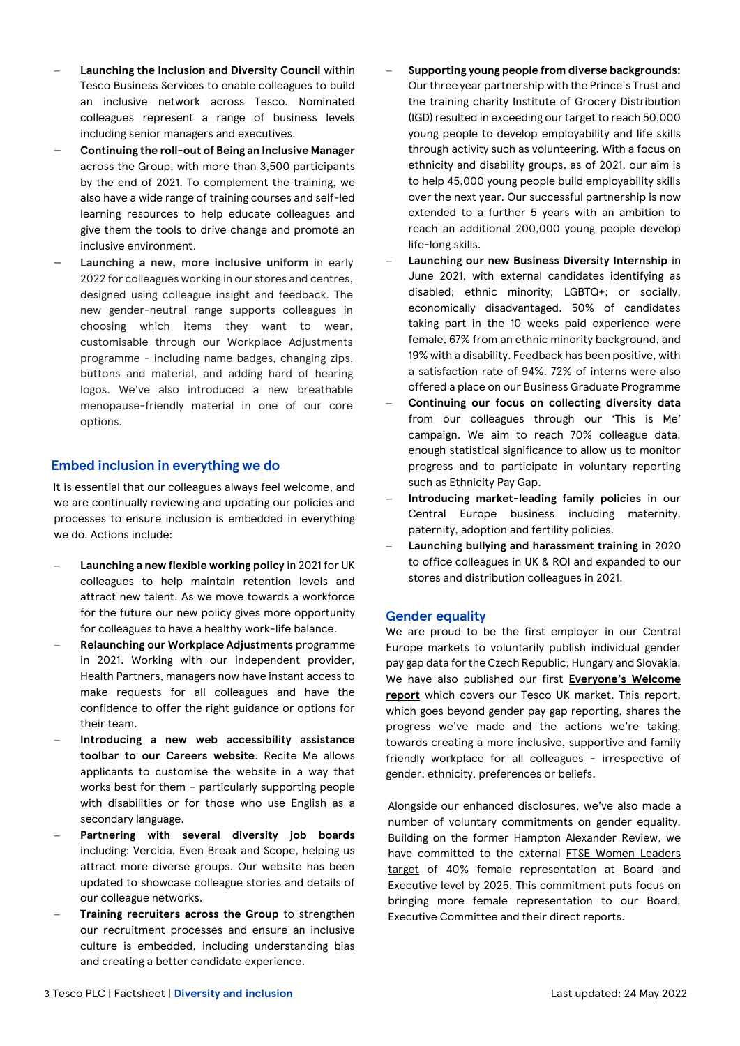- **Launching the Inclusion and Diversity Council** within Tesco Business Services to enable colleagues to build an inclusive network across Tesco. Nominated colleagues represent a range of business levels including senior managers and executives.
- **Continuing the roll-out of Being an Inclusive Manager** across the Group, with more than 3,500 participants by the end of 2021. To complement the training, we also have a wide range of training courses and self-led learning resources to help educate colleagues and give them the tools to drive change and promote an inclusive environment.
- **Launching a new, more inclusive uniform** in early 2022 for colleagues working in our stores and centres, designed using colleague insight and feedback. The new gender-neutral range supports colleagues in choosing which items they want to wear, customisable through our Workplace Adjustments programme - including name badges, changing zips, buttons and material, and adding hard of hearing logos. We've also introduced a new breathable menopause-friendly material in one of our core options.

## Embed inclusion in everything we do

It is essential that our colleagues always feel welcome, and we are continually reviewing and updating our policies and processes to ensure inclusion is embedded in everything we do. Actions include:

- **Launching a new flexible working policy** in 2021 for UK colleagues to help maintain retention levels and attract new talent. As we move towards a workforce for the future our new policy gives more opportunity for colleagues to have a healthy work-life balance.
- **Relaunching our Workplace Adjustments** programme in 2021. Working with our independent provider, Health Partners, managers now have instant access to make requests for all colleagues and have the confidence to offer the right guidance or options for their team.
- **Introducing a new web accessibility assistance toolbar to our Careers website**. Recite Me allows applicants to customise the website in a way that works best for them – particularly supporting people with disabilities or for those who use English as a secondary language.
- **Partnering with several diversity job boards** including: Vercida, Even Break and Scope, helping us attract more diverse groups. Our website has been updated to showcase colleague stories and details of our colleague networks.
- **Training recruiters across the Group** to strengthen our recruitment processes and ensure an inclusive culture is embedded, including understanding bias and creating a better candidate experience.
- **Supporting young people from diverse backgrounds:** Our three year partnership with the Prince's Trust and the training charity Institute of Grocery Distribution (IGD) resulted in exceeding our target to reach 50,000 young people to develop employability and life skills through activity such as volunteering. With a focus on ethnicity and disability groups, as of 2021, our aim is to help 45,000 young people build employability skills over the next year. Our successful partnership is now extended to a further 5 years with an ambition to reach an additional 200,000 young people develop life-long skills.
- **Launching our new Business Diversity Internship** in June 2021, with external candidates identifying as disabled; ethnic minority; LGBTQ+; or socially, economically disadvantaged. 50% of candidates taking part in the 10 weeks paid experience were female, 67% from an ethnic minority background, and 19% with a disability. Feedback has been positive, with a satisfaction rate of 94%. 72% of interns were also offered a place on our Business Graduate Programme
- **Continuing our focus on collecting diversity data** from our colleagues through our 'This is Me' campaign. We aim to reach 70% colleague data, enough statistical significance to allow us to monitor progress and to participate in voluntary reporting such as Ethnicity Pay Gap.
- **Introducing market-leading family policies** in our Central Europe business including maternity, paternity, adoption and fertility policies.
- **Launching bullying and harassment training** in 2020 to office colleagues in UK & ROI and expanded to our stores and distribution colleagues in 2021.

## Gender equality

We are proud to be the first employer in our Central Europe markets to voluntarily publish individual gender pay gap data for the Czech Republic, Hungary and Slovakia. We have also published our first **Everyone's Welcome report** which covers our Tesco UK market. This report, which goes beyond gender pay gap reporting, shares the progress we've made and the actions we're taking, towards creating a more inclusive, supportive and family friendly workplace for all colleagues - irrespective of gender, ethnicity, preferences or beliefs.

Alongside our enhanced disclosures, we've also made a number of voluntary commitments on gender equality. Building on the former Hampton Alexander Review, we have committed to the external FTSE Women Leaders target of 40% female representation at Board and Executive level by 2025. This commitment puts focus on bringing more female representation to our Board, Executive Committee and their direct reports.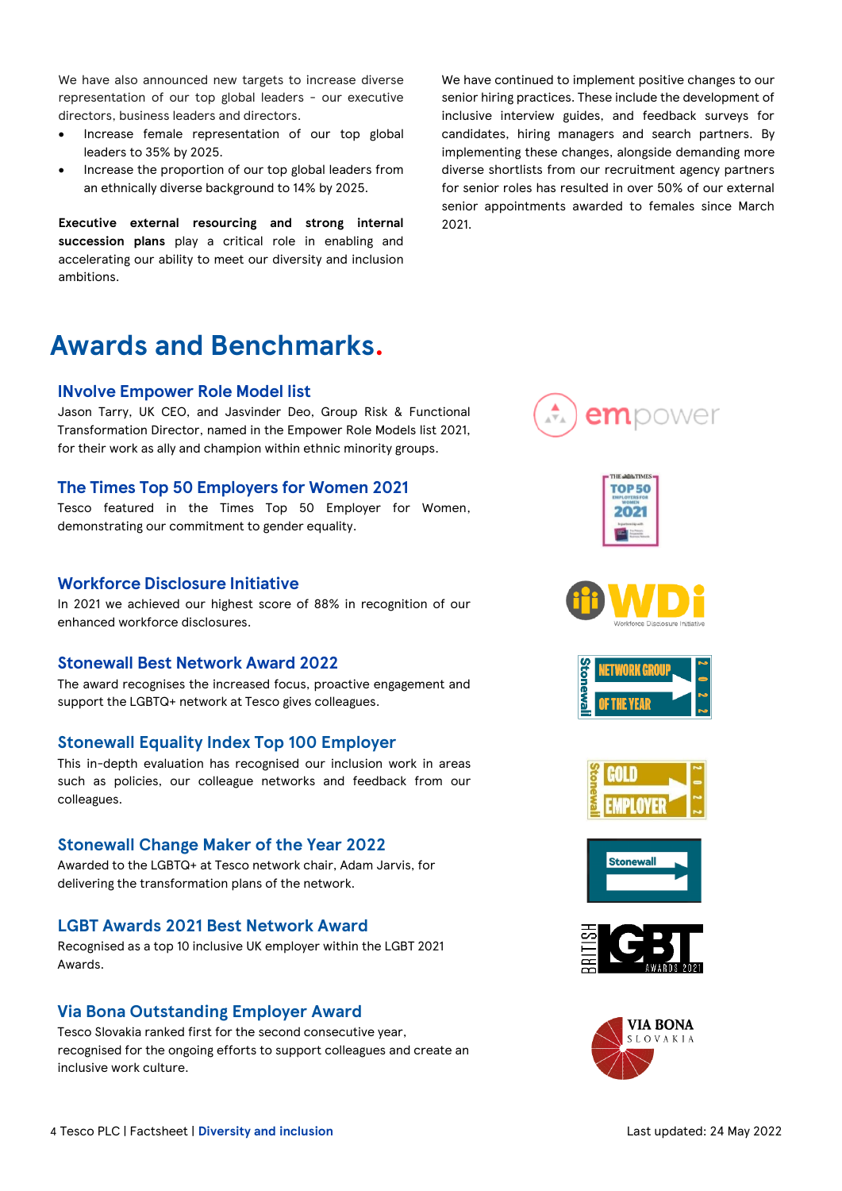We have also announced new targets to increase diverse representation of our top global leaders – our executive directors, business leaders and directors.

- Increase female representation of our top global leaders to 35% by 2025.
- Increase the proportion of our top global leaders from an ethnically diverse background to 14% by 2025.

**Executive external resourcing and strong internal succession plans** play a critical role in enabling and accelerating our ability to meet our diversity and inclusion ambitions.

We have continued to implement positive changes to our senior hiring practices. These include the development of inclusive interview guides, and feedback surveys for candidates, hiring managers and search partners. By implementing these changes, alongside demanding more diverse shortlists from our recruitment agency partners for senior roles has resulted in over 50% of our external senior appointments awarded to females since March 2021.

# Awards and Benchmarks.

### INvolve Empower Role Model list

Jason Tarry, UK CEO, and Jasvinder Deo, Group Risk & Functional Transformation Director, named in the Empower Role Models list 2021, for their work as ally and champion within ethnic minority groups.

### The Times Top 50 Employers for Women 2021

Tesco featured in the Times Top 50 Employer for Women, demonstrating our commitment to gender equality.

### Workforce Disclosure Initiative

In 2021 we achieved our highest score of 88% in recognition of our enhanced workforce disclosures.

### Stonewall Best Network Award 2022

The award recognises the increased focus, proactive engagement and support the LGBTQ+ network at Tesco gives colleagues.

### Stonewall Equality Index Top 100 Employer

This in-depth evaluation has recognised our inclusion work in areas such as policies, our colleague networks and feedback from our colleagues.

### Stonewall Change Maker of the Year 2022

Awarded to the LGBTQ+ at Tesco network chair, Adam Jarvis, for delivering the transformation plans of the network.

### LGBT Awards 2021 Best Network Award

Recognised as a top 10 inclusive UK employer within the LGBT 2021 Awards.

### Via Bona Outstanding Employer Award

Tesco Slovakia ranked first for the second consecutive year, recognised for the ongoing efforts to support colleagues and create an inclusive work culture.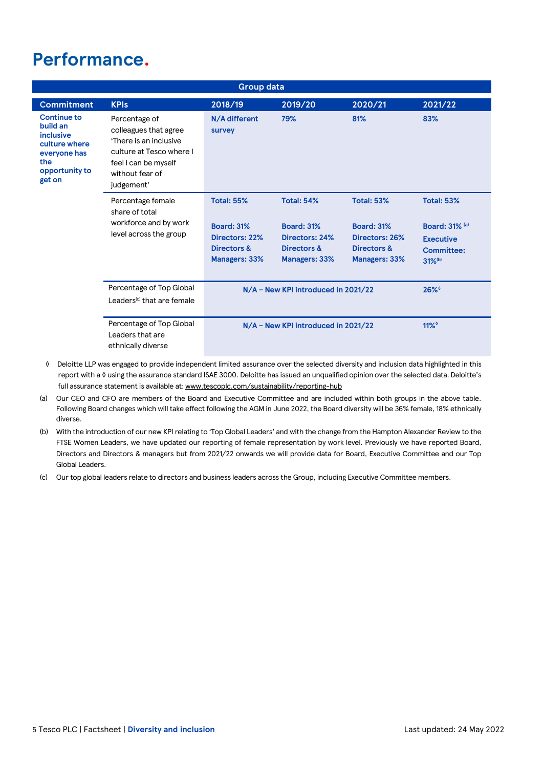# Performance.

| Group data | | | | | |
|---|---|---|---|---|---|
| **Commitment** | **KPIs** | **2018/19** | **2019/20** | **2020/21** | **2021/22** |
| **Continue to build an inclusive culture where everyone has the opportunity to get on** | Percentage of colleagues that agree 'There is an inclusive culture at Tesco where I feel I can be myself without fear of judgement' | **N/A different survey** | **79%** | **81%** | **83%** |
| | Percentage female share of total workforce and by work level across the group | **Total: 55%**<br><br>**Board: 31%**<br>**Directors: 22%**<br>**Directors & Managers: 33%** | **Total: 54%**<br><br>**Board: 31%**<br>**Directors: 24%**<br>**Directors & Managers: 33%** | **Total: 53%**<br><br>**Board: 31%**<br>**Directors: 26%**<br>**Directors & Managers: 33%** | **Total: 53%**<br><br>**Board: 31%** [(a)]<br>**Executive Committee: 31%**[(b)] |
| | Percentage of Top Global Leaders[(c)] that are female | **N/A – New KPI introduced in 2021/22** | | | **26%**◊ |
| | Percentage of Top Global Leaders that are ethnically diverse | **N/A – New KPI introduced in 2021/22** | | | **11%**◊ |

◊ Deloitte LLP was engaged to provide independent limited assurance over the selected diversity and inclusion data highlighted in this report with a ◊ using the assurance standard ISAE 3000. Deloitte has issued an unqualified opinion over the selected data. Deloitte's full assurance statement is available at: www.tescoplc.com/sustainability/reporting-hub

(a) Our CEO and CFO are members of the Board and Executive Committee and are included within both groups in the above table. Following Board changes which will take effect following the AGM in June 2022, the Board diversity will be 36% female, 18% ethnically diverse.

(b) With the introduction of our new KPI relating to 'Top Global Leaders' and with the change from the Hampton Alexander Review to the FTSE Women Leaders, we have updated our reporting of female representation by work level. Previously we have reported Board, Directors and Directors & managers but from 2021/22 onwards we will provide data for Board, Executive Committee and our Top Global Leaders.

(c) Our top global leaders relate to directors and business leaders across the Group, including Executive Committee members.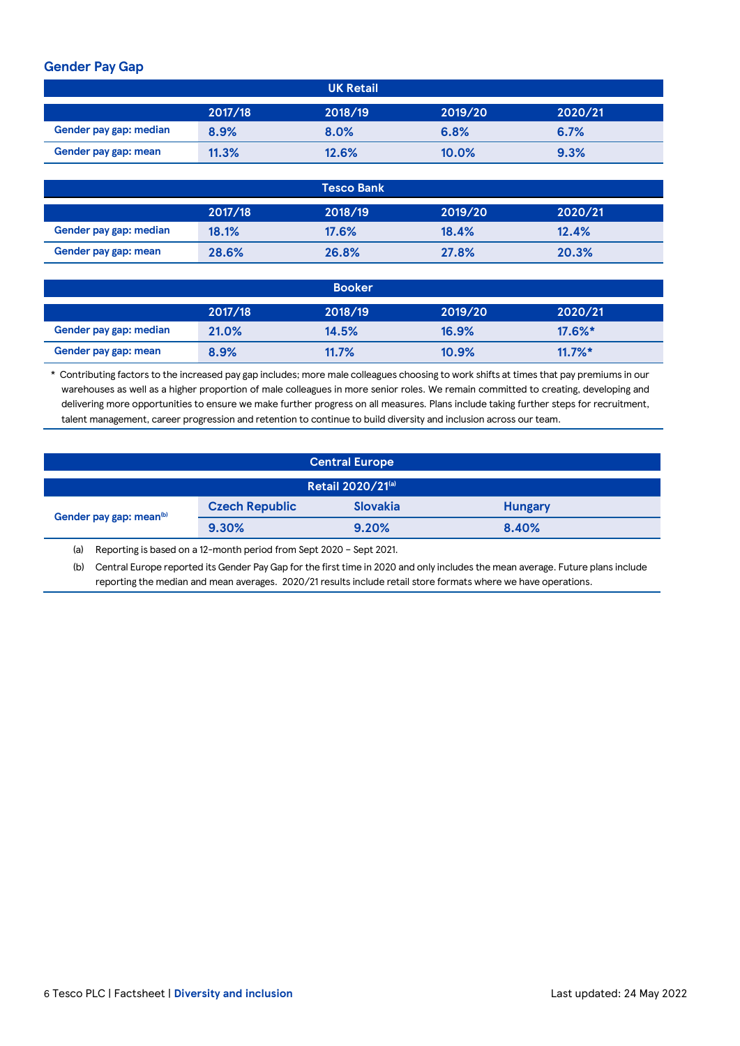## Gender Pay Gap

**UK Retail**

| | 2017/18 | 2018/19 | 2019/20 | 2020/21 |
|---|---|---|---|---|
| Gender pay gap: median | 8.9% | 8.0% | 6.8% | 6.7% |
| Gender pay gap: mean | 11.3% | 12.6% | 10.0% | 9.3% |

**Tesco Bank**

| | 2017/18 | 2018/19 | 2019/20 | 2020/21 |
|---|---|---|---|---|
| Gender pay gap: median | 18.1% | 17.6% | 18.4% | 12.4% |
| Gender pay gap: mean | 28.6% | 26.8% | 27.8% | 20.3% |

**Booker**

| | 2017/18 | 2018/19 | 2019/20 | 2020/21 |
|---|---|---|---|---|
| Gender pay gap: median | 21.0% | 14.5% | 16.9% | 17.6%* |
| Gender pay gap: mean | 8.9% | 11.7% | 10.9% | 11.7%* |

\* Contributing factors to the increased pay gap includes; more male colleagues choosing to work shifts at times that pay premiums in our warehouses as well as a higher proportion of male colleagues in more senior roles. We remain committed to creating, developing and delivering more opportunities to ensure we make further progress on all measures. Plans include taking further steps for recruitment, talent management, career progression and retention to continue to build diversity and inclusion across our team.

**Central Europe**

| | Retail 2020/21[a] | | |
|---|---|---|---|
| | Czech Republic | Slovakia | Hungary |
| Gender pay gap: mean[b] | 9.30% | 9.20% | 8.40% |

(a) Reporting is based on a 12-month period from Sept 2020 – Sept 2021.

(b) Central Europe reported its Gender Pay Gap for the first time in 2020 and only includes the mean average. Future plans include reporting the median and mean averages. 2020/21 results include retail store formats where we have operations.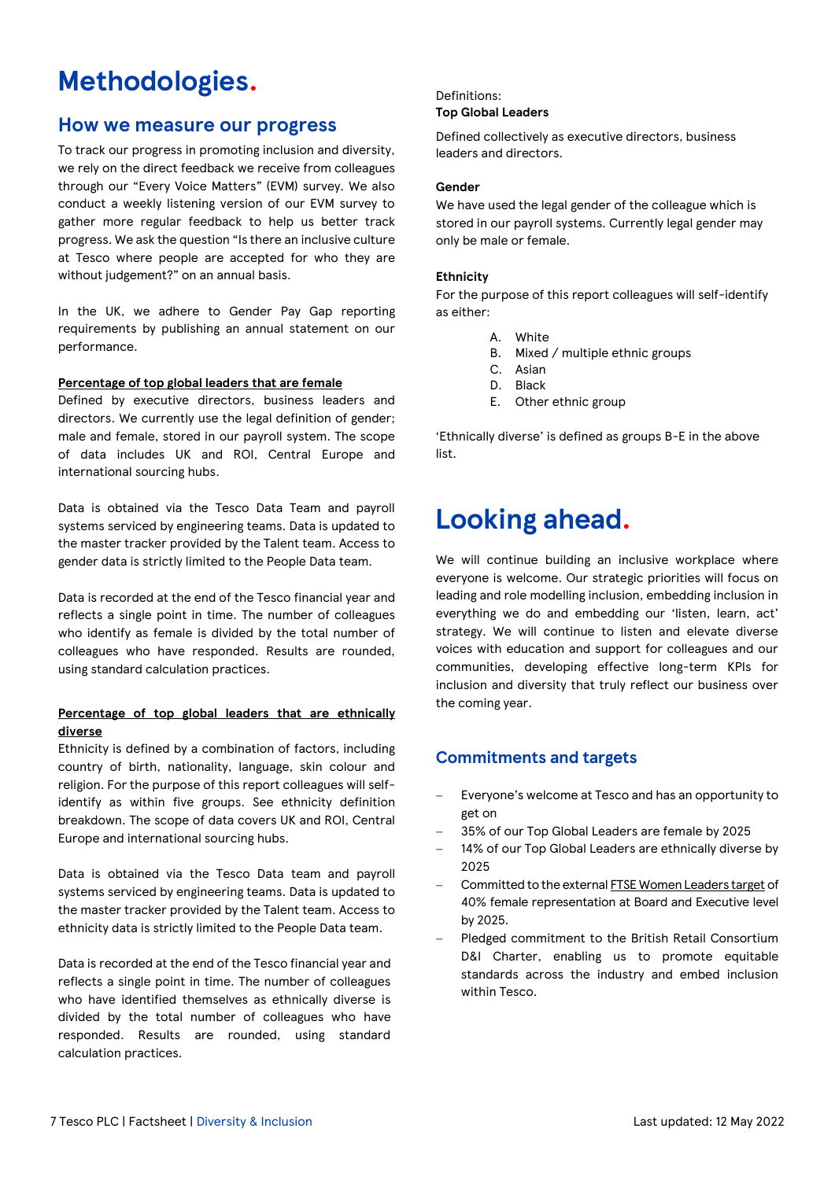# Methodologies.

## How we measure our progress

To track our progress in promoting inclusion and diversity, we rely on the direct feedback we receive from colleagues through our "Every Voice Matters" (EVM) survey. We also conduct a weekly listening version of our EVM survey to gather more regular feedback to help us better track progress. We ask the question "Is there an inclusive culture at Tesco where people are accepted for who they are without judgement?" on an annual basis.

In the UK, we adhere to Gender Pay Gap reporting requirements by publishing an annual statement on our performance.

**Percentage of top global leaders that are female**

Defined by executive directors, business leaders and directors. We currently use the legal definition of gender; male and female, stored in our payroll system. The scope of data includes UK and ROI, Central Europe and international sourcing hubs.

Data is obtained via the Tesco Data Team and payroll systems serviced by engineering teams. Data is updated to the master tracker provided by the Talent team. Access to gender data is strictly limited to the People Data team.

Data is recorded at the end of the Tesco financial year and reflects a single point in time. The number of colleagues who identify as female is divided by the total number of colleagues who have responded. Results are rounded, using standard calculation practices.

**Percentage of top global leaders that are ethnically diverse**

Ethnicity is defined by a combination of factors, including country of birth, nationality, language, skin colour and religion. For the purpose of this report colleagues will self-identify as within five groups. See ethnicity definition breakdown. The scope of data covers UK and ROI, Central Europe and international sourcing hubs.

Data is obtained via the Tesco Data team and payroll systems serviced by engineering teams. Data is updated to the master tracker provided by the Talent team. Access to ethnicity data is strictly limited to the People Data team.

Data is recorded at the end of the Tesco financial year and reflects a single point in time. The number of colleagues who have identified themselves as ethnically diverse is divided by the total number of colleagues who have responded. Results are rounded, using standard calculation practices.

Definitions:

**Top Global Leaders**

Defined collectively as executive directors, business leaders and directors.

**Gender**

We have used the legal gender of the colleague which is stored in our payroll systems. Currently legal gender may only be male or female.

**Ethnicity**

For the purpose of this report colleagues will self-identify as either:

A. White
B. Mixed / multiple ethnic groups
C. Asian
D. Black
E. Other ethnic group

'Ethnically diverse' is defined as groups B-E in the above list.

# Looking ahead.

We will continue building an inclusive workplace where everyone is welcome. Our strategic priorities will focus on leading and role modelling inclusion, embedding inclusion in everything we do and embedding our 'listen, learn, act' strategy. We will continue to listen and elevate diverse voices with education and support for colleagues and our communities, developing effective long-term KPIs for inclusion and diversity that truly reflect our business over the coming year.

## Commitments and targets

- Everyone's welcome at Tesco and has an opportunity to get on
- 35% of our Top Global Leaders are female by 2025
- 14% of our Top Global Leaders are ethnically diverse by 2025
- Committed to the external FTSE Women Leaders target of 40% female representation at Board and Executive level by 2025.
- Pledged commitment to the British Retail Consortium D&I Charter, enabling us to promote equitable standards across the industry and embed inclusion within Tesco.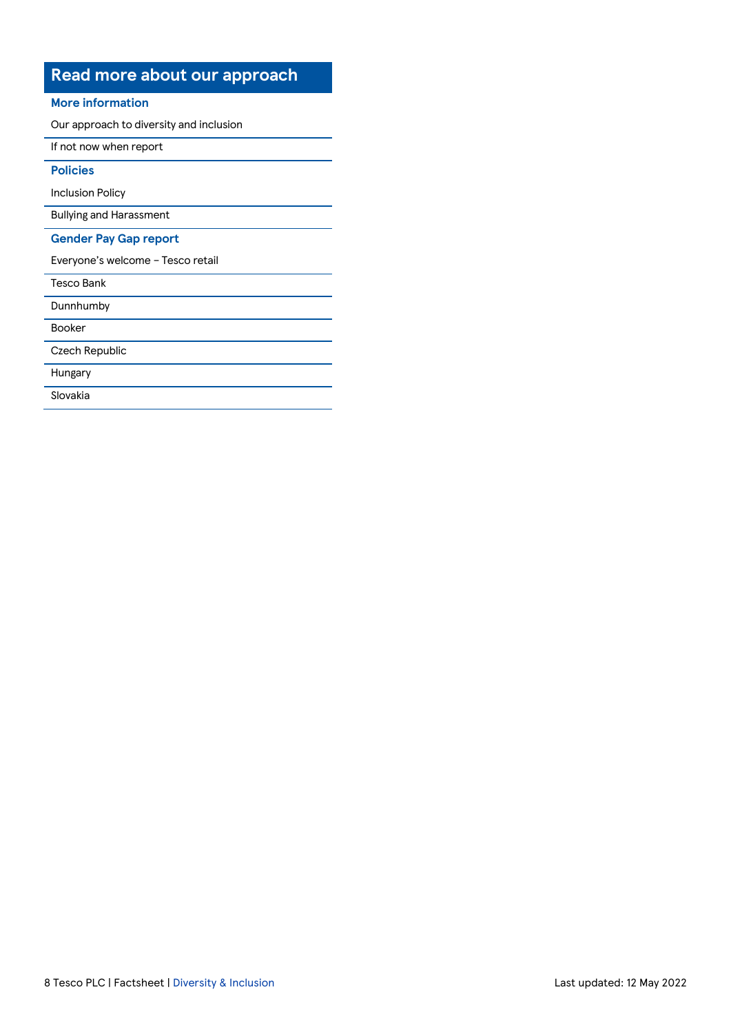## Read more about our approach

### More information

- Our approach to diversity and inclusion
- If not now when report

### Policies

- Inclusion Policy
- Bullying and Harassment

### Gender Pay Gap report

- Everyone's welcome – Tesco retail
- Tesco Bank
- Dunnhumby
- Booker
- Czech Republic
- Hungary
- Slovakia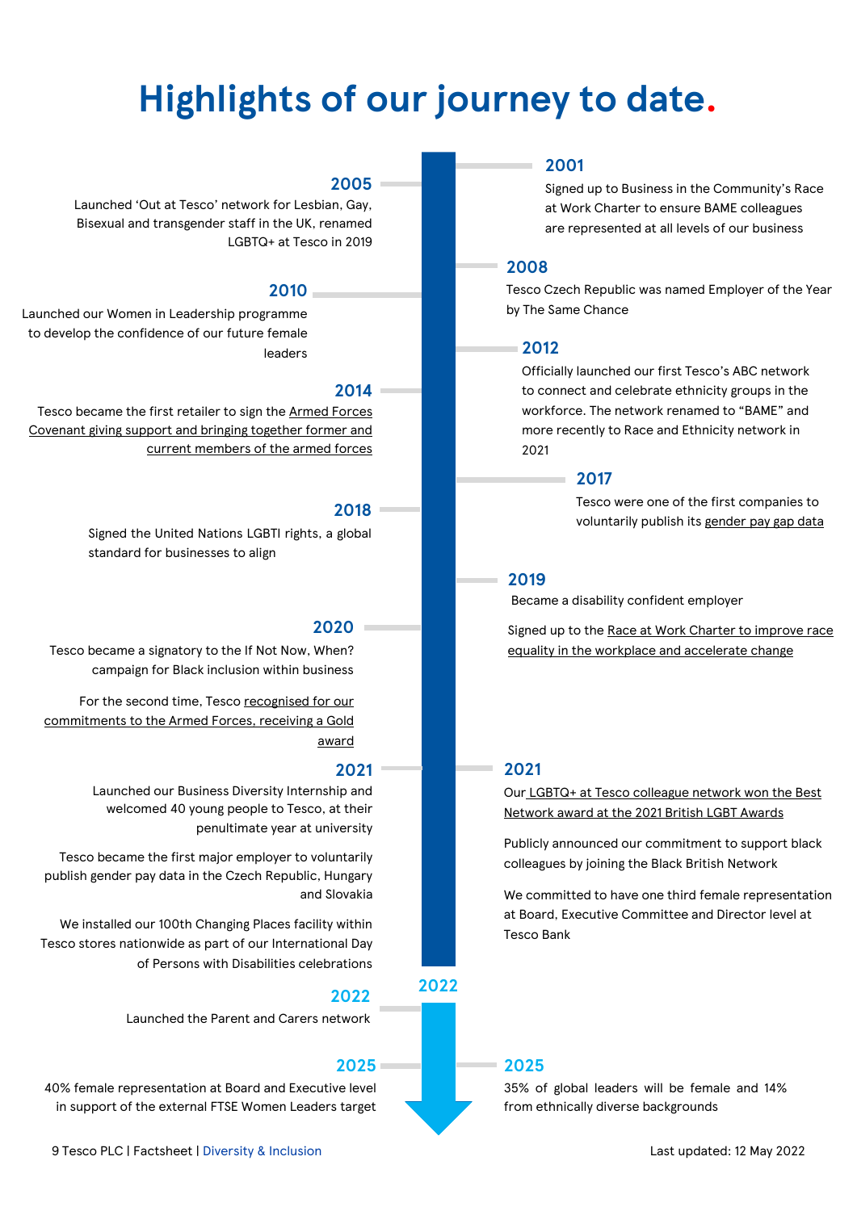# Highlights of our journey to date.

### 2001

Signed up to Business in the Community's Race at Work Charter to ensure BAME colleagues are represented at all levels of our business

### 2005

Launched 'Out at Tesco' network for Lesbian, Gay, Bisexual and transgender staff in the UK, renamed LGBTQ+ at Tesco in 2019

### 2008

Tesco Czech Republic was named Employer of the Year by The Same Chance

### 2010

Launched our Women in Leadership programme to develop the confidence of our future female leaders

### 2012

Officially launched our first Tesco's ABC network to connect and celebrate ethnicity groups in the workforce. The network renamed to "BAME" and more recently to Race and Ethnicity network in 2021

### 2014

Tesco became the first retailer to sign the Armed Forces Covenant giving support and bringing together former and current members of the armed forces

### 2017

Tesco were one of the first companies to voluntarily publish its gender pay gap data

### 2018

Signed the United Nations LGBTI rights, a global standard for businesses to align

### 2019

Became a disability confident employer

Signed up to the Race at Work Charter to improve race equality in the workplace and accelerate change

### 2020

Tesco became a signatory to the If Not Now, When? campaign for Black inclusion within business

For the second time, Tesco recognised for our commitments to the Armed Forces, receiving a Gold award

### 2021

Launched our Business Diversity Internship and welcomed 40 young people to Tesco, at their penultimate year at university

Tesco became the first major employer to voluntarily publish gender pay data in the Czech Republic, Hungary and Slovakia

We installed our 100th Changing Places facility within Tesco stores nationwide as part of our International Day of Persons with Disabilities celebrations

Our LGBTQ+ at Tesco colleague network won the Best Network award at the 2021 British LGBT Awards

Publicly announced our commitment to support black colleagues by joining the Black British Network

We committed to have one third female representation at Board, Executive Committee and Director level at Tesco Bank

### 2022

Launched the Parent and Carers network

### 2025

40% female representation at Board and Executive level in support of the external FTSE Women Leaders target

35% of global leaders will be female and 14% from ethnically diverse backgrounds

Tesco PLC | Factsheet | Diversity & Inclusion

Last updated: 12 May 2022